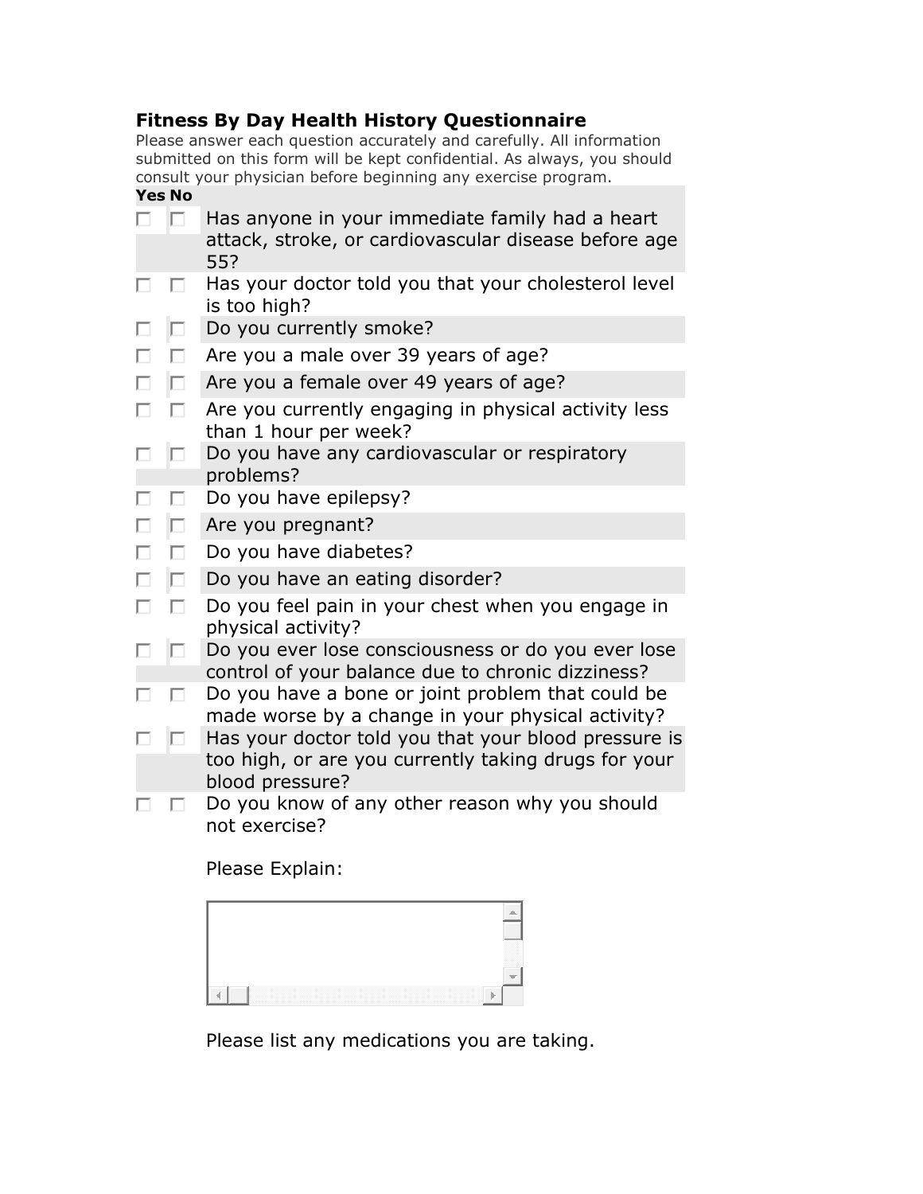## Fitness By Day Health History Questionnaire

Please answer each question accurately and carefully. All information submitted on this form will be kept confidential. As always, you should consult your physician before beginning any exercise program.

| Yes | No | |
|---|---|---|
| ☐ | ☐ | Has anyone in your immediate family had a heart attack, stroke, or cardiovascular disease before age 55? |
| ☐ | ☐ | Has your doctor told you that your cholesterol level is too high? |
| ☐ | ☐ | Do you currently smoke? |
| ☐ | ☐ | Are you a male over 39 years of age? |
| ☐ | ☐ | Are you a female over 49 years of age? |
| ☐ | ☐ | Are you currently engaging in physical activity less than 1 hour per week? |
| ☐ | ☐ | Do you have any cardiovascular or respiratory problems? |
| ☐ | ☐ | Do you have epilepsy? |
| ☐ | ☐ | Are you pregnant? |
| ☐ | ☐ | Do you have diabetes? |
| ☐ | ☐ | Do you have an eating disorder? |
| ☐ | ☐ | Do you feel pain in your chest when you engage in physical activity? |
| ☐ | ☐ | Do you ever lose consciousness or do you ever lose control of your balance due to chronic dizziness? |
| ☐ | ☐ | Do you have a bone or joint problem that could be made worse by a change in your physical activity? |
| ☐ | ☐ | Has your doctor told you that your blood pressure is too high, or are you currently taking drugs for your blood pressure? |
| ☐ | ☐ | Do you know of any other reason why you should not exercise? |

Please Explain:

Please list any medications you are taking.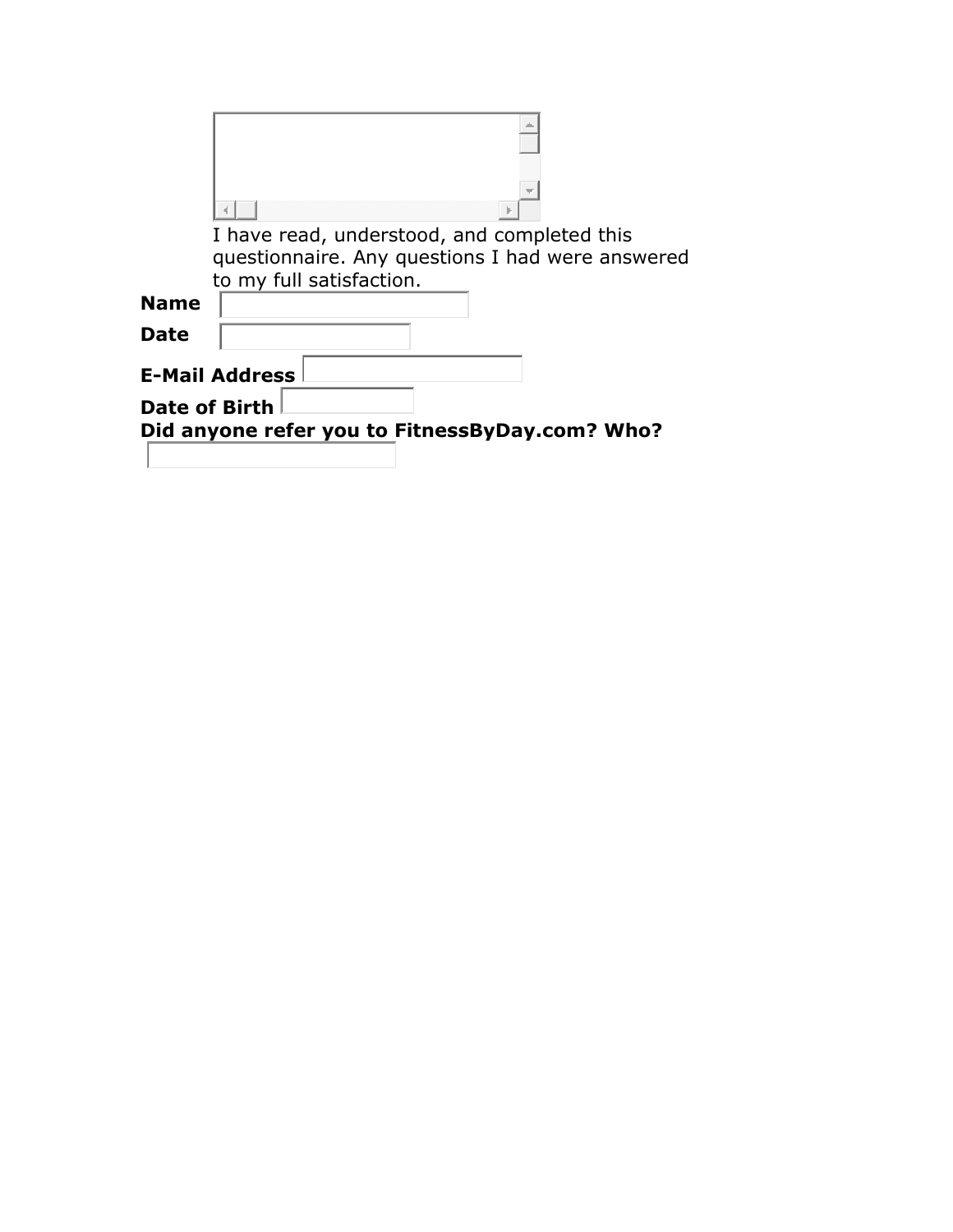I have read, understood, and completed this questionnaire. Any questions I had were answered to my full satisfaction.

**Name**

**Date**

**E-Mail Address**

**Date of Birth**

**Did anyone refer you to FitnessByDay.com? Who?**